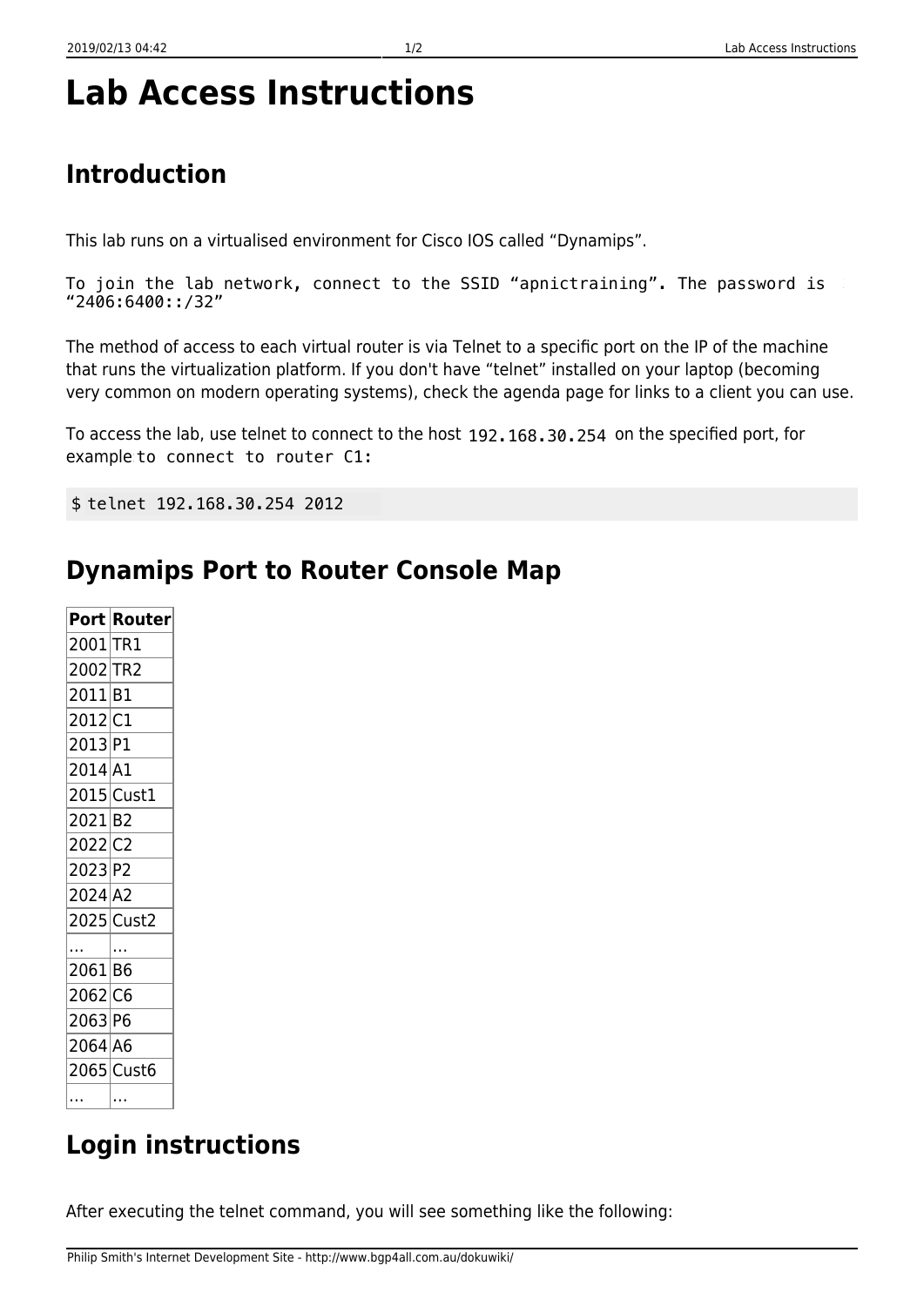# Lab Access Instructions

## Introduction

This lab runs on a virtualised environment for Cisco IOS called “Dynamips”.

```
To join the lab network, connect to the SSID “apnictraining”. The password is
“2406:6400::/32”
```

The method of access to each virtual router is via Telnet to a specific port on the IP of the machine that runs the virtualization platform. If you don't have “telnet” installed on your laptop (becoming very common on modern operating systems), check the agenda page for links to a client you can use.

To access the lab, use telnet to connect to the host `192.168.30.254` on the specified port, for example `to connect to router C1:`

```
$ telnet 192.168.30.254 2012
```

## Dynamips Port to Router Console Map

| Port | Router |
|---|---|
| 2001 | TR1 |
| 2002 | TR2 |
| 2011 | B1 |
| 2012 | C1 |
| 2013 | P1 |
| 2014 | A1 |
| 2015 | Cust1 |
| 2021 | B2 |
| 2022 | C2 |
| 2023 | P2 |
| 2024 | A2 |
| 2025 | Cust2 |
| … | … |
| 2061 | B6 |
| 2062 | C6 |
| 2063 | P6 |
| 2064 | A6 |
| 2065 | Cust6 |
| … | … |

## Login instructions

After executing the telnet command, you will see something like the following: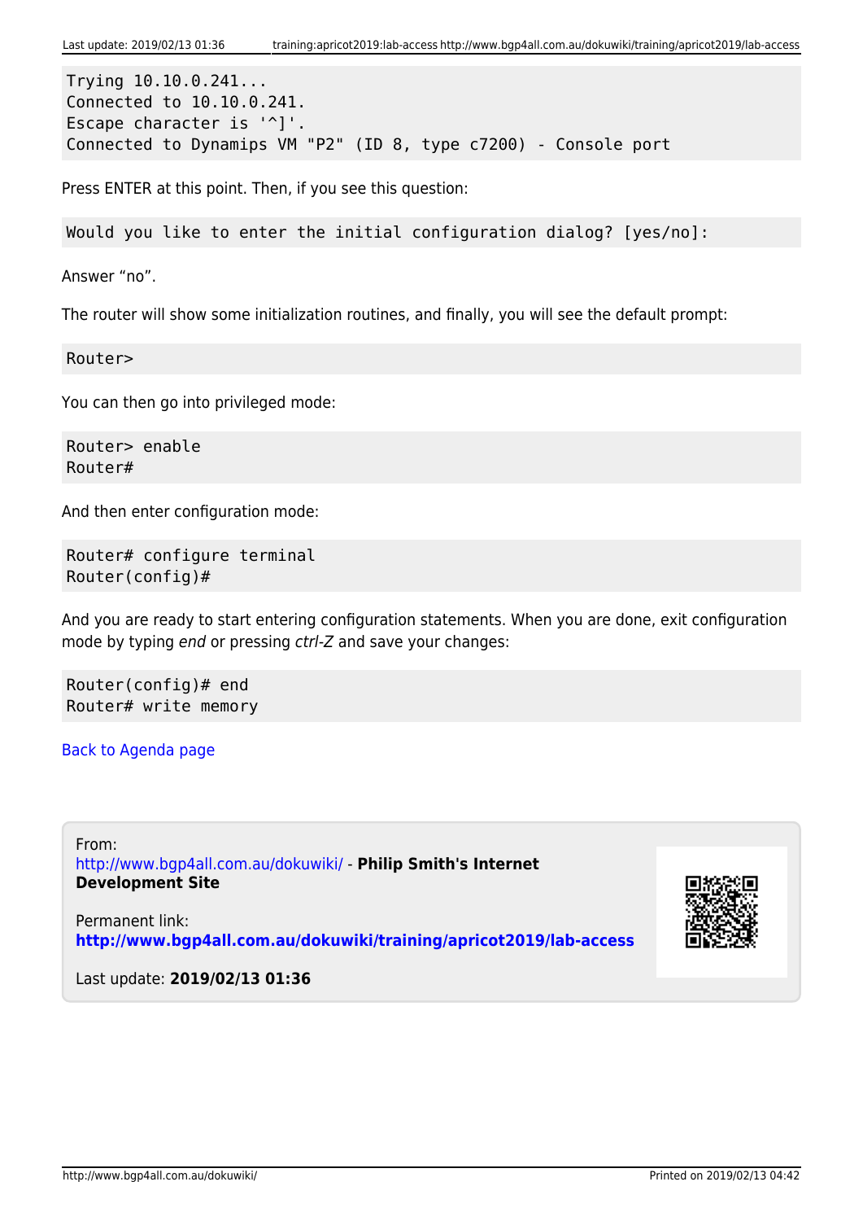```
Trying 10.10.0.241...
Connected to 10.10.0.241.
Escape character is '^]'.
Connected to Dynamips VM "P2" (ID 8, type c7200) - Console port
```

Press ENTER at this point. Then, if you see this question:

```
Would you like to enter the initial configuration dialog? [yes/no]:
```

Answer “no”.

The router will show some initialization routines, and finally, you will see the default prompt:

```
Router>
```

You can then go into privileged mode:

```
Router> enable
Router#
```

And then enter configuration mode:

```
Router# configure terminal
Router(config)#
```

And you are ready to start entering configuration statements. When you are done, exit configuration mode by typing *end* or pressing *ctrl-Z* and save your changes:

```
Router(config)# end
Router# write memory
```

Back to Agenda page

From:
http://www.bgp4all.com.au/dokuwiki/ - **Philip Smith's Internet Development Site**

Permanent link:
**http://www.bgp4all.com.au/dokuwiki/training/apricot2019/lab-access**

Last update: **2019/02/13 01:36**